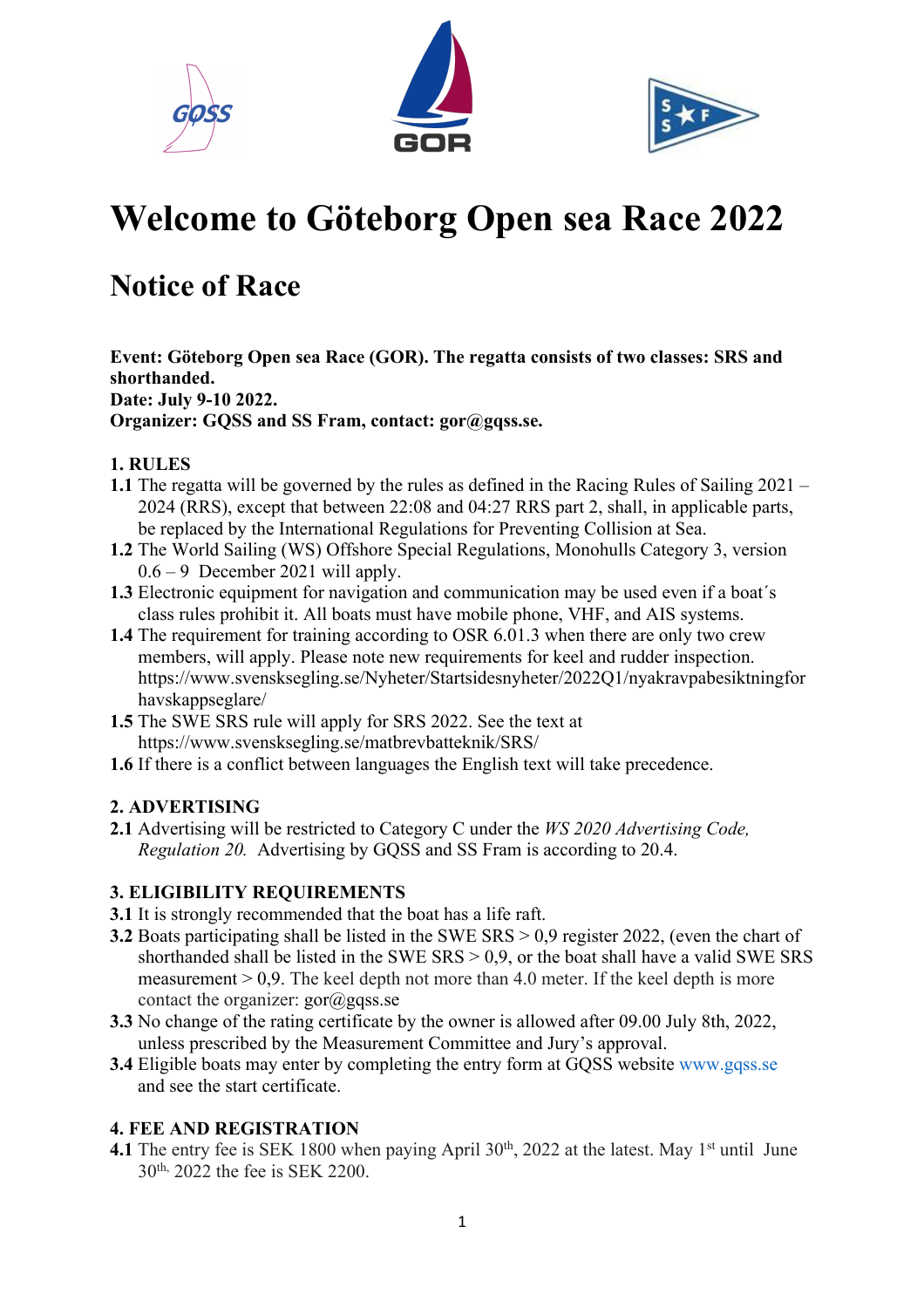# Welcome to Göteborg Open sea Race 2022

## Notice of Race

**Event: Göteborg Open sea Race (GOR). The regatta consists of two classes: SRS and shorthanded.**
**Date: July 9-10 2022.**
**Organizer: GQSS and SS Fram, contact: gor@gqss.se.**

### 1. RULES

**1.1** The regatta will be governed by the rules as defined in the Racing Rules of Sailing 2021 – 2024 (RRS), except that between 22:08 and 04:27 RRS part 2, shall, in applicable parts, be replaced by the International Regulations for Preventing Collision at Sea.

**1.2** The World Sailing (WS) Offshore Special Regulations, Monohulls Category 3, version 0.6 – 9 December 2021 will apply.

**1.3** Electronic equipment for navigation and communication may be used even if a boat´s class rules prohibit it. All boats must have mobile phone, VHF, and AIS systems.

**1.4** The requirement for training according to OSR 6.01.3 when there are only two crew members, will apply. Please note new requirements for keel and rudder inspection. https://www.svensksegling.se/Nyheter/Startsidesnyheter/2022Q1/nyakravpabesiktningforhavskappseglare/

**1.5** The SWE SRS rule will apply for SRS 2022. See the text at https://www.svensksegling.se/matbrevbatteknik/SRS/

**1.6** If there is a conflict between languages the English text will take precedence.

### 2. ADVERTISING

**2.1** Advertising will be restricted to Category C under the *WS 2020 Advertising Code, Regulation 20.* Advertising by GQSS and SS Fram is according to 20.4.

### 3. ELIGIBILITY REQUIREMENTS

**3.1** It is strongly recommended that the boat has a life raft.

**3.2** Boats participating shall be listed in the SWE SRS > 0,9 register 2022, (even the chart of shorthanded shall be listed in the SWE SRS > 0,9, or the boat shall have a valid SWE SRS measurement > 0,9. The keel depth not more than 4.0 meter. If the keel depth is more contact the organizer: gor@gqss.se

**3.3** No change of the rating certificate by the owner is allowed after 09.00 July 8th, 2022, unless prescribed by the Measurement Committee and Jury's approval.

**3.4** Eligible boats may enter by completing the entry form at GQSS website www.gqss.se and see the start certificate.

### 4. FEE AND REGISTRATION

**4.1** The entry fee is SEK 1800 when paying April 30th, 2022 at the latest. May 1st until June 30th, 2022 the fee is SEK 2200.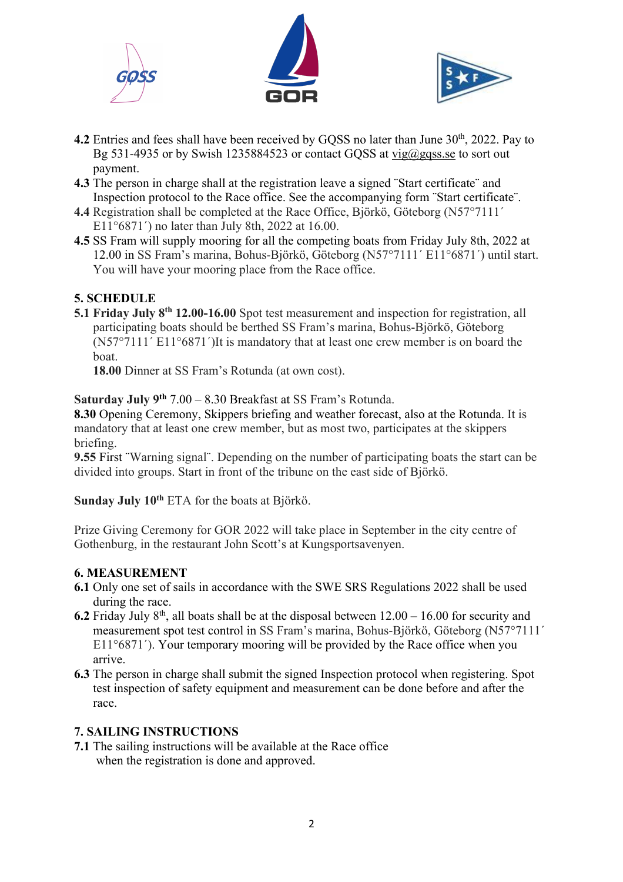**4.2** Entries and fees shall have been received by GQSS no later than June 30th, 2022. Pay to Bg 531-4935 or by Swish 1235884523 or contact GQSS at vig@gqss.se to sort out payment.

**4.3** The person in charge shall at the registration leave a signed ¨Start certificate¨ and Inspection protocol to the Race office. See the accompanying form ¨Start certificate¨.

**4.4** Registration shall be completed at the Race Office, Björkö, Göteborg (N57°7111´ E11°6871´) no later than July 8th, 2022 at 16.00.

**4.5** SS Fram will supply mooring for all the competing boats from Friday July 8th, 2022 at 12.00 in SS Fram's marina, Bohus-Björkö, Göteborg (N57°7111´ E11°6871´) until start. You will have your mooring place from the Race office.

## 5. SCHEDULE

**5.1 Friday July 8th 12.00-16.00** Spot test measurement and inspection for registration, all participating boats should be berthed SS Fram's marina, Bohus-Björkö, Göteborg (N57°7111´ E11°6871´)It is mandatory that at least one crew member is on board the boat.

**18.00** Dinner at SS Fram's Rotunda (at own cost).

**Saturday July 9th** 7.00 – 8.30 Breakfast at SS Fram's Rotunda.

**8.30** Opening Ceremony, Skippers briefing and weather forecast, also at the Rotunda. It is mandatory that at least one crew member, but as most two, participates at the skippers briefing.

**9.55** First ¨Warning signal¨. Depending on the number of participating boats the start can be divided into groups. Start in front of the tribune on the east side of Björkö.

**Sunday July 10th** ETA for the boats at Björkö.

Prize Giving Ceremony for GOR 2022 will take place in September in the city centre of Gothenburg, in the restaurant John Scott's at Kungsportsavenyen.

## 6. MEASUREMENT

**6.1** Only one set of sails in accordance with the SWE SRS Regulations 2022 shall be used during the race.

**6.2** Friday July 8th, all boats shall be at the disposal between 12.00 – 16.00 for security and measurement spot test control in SS Fram's marina, Bohus-Björkö, Göteborg (N57°7111´ E11°6871´). Your temporary mooring will be provided by the Race office when you arrive.

**6.3** The person in charge shall submit the signed Inspection protocol when registering. Spot test inspection of safety equipment and measurement can be done before and after the race.

## 7. SAILING INSTRUCTIONS

**7.1** The sailing instructions will be available at the Race office when the registration is done and approved.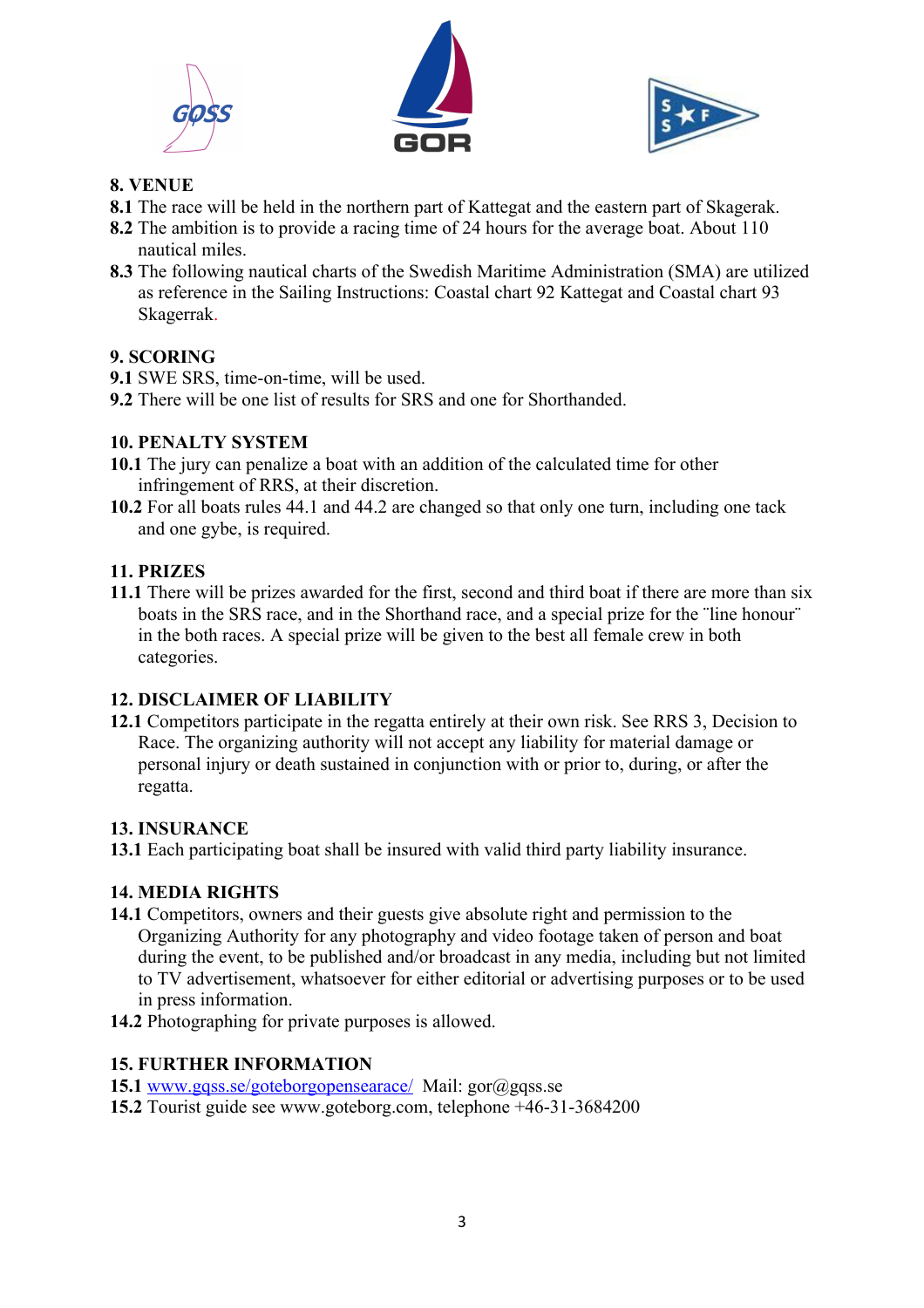## 8. VENUE

**8.1** The race will be held in the northern part of Kattegat and the eastern part of Skagerak.
**8.2** The ambition is to provide a racing time of 24 hours for the average boat. About 110 nautical miles.
**8.3** The following nautical charts of the Swedish Maritime Administration (SMA) are utilized as reference in the Sailing Instructions: Coastal chart 92 Kattegat and Coastal chart 93 Skagerrak.

## 9. SCORING

**9.1** SWE SRS, time-on-time, will be used.
**9.2** There will be one list of results for SRS and one for Shorthanded.

## 10. PENALTY SYSTEM

**10.1** The jury can penalize a boat with an addition of the calculated time for other infringement of RRS, at their discretion.
**10.2** For all boats rules 44.1 and 44.2 are changed so that only one turn, including one tack and one gybe, is required.

## 11. PRIZES

**11.1** There will be prizes awarded for the first, second and third boat if there are more than six boats in the SRS race, and in the Shorthand race, and a special prize for the ¨line honour¨ in the both races. A special prize will be given to the best all female crew in both categories.

## 12. DISCLAIMER OF LIABILITY

**12.1** Competitors participate in the regatta entirely at their own risk. See RRS 3, Decision to Race. The organizing authority will not accept any liability for material damage or personal injury or death sustained in conjunction with or prior to, during, or after the regatta.

## 13. INSURANCE

**13.1** Each participating boat shall be insured with valid third party liability insurance.

## 14. MEDIA RIGHTS

**14.1** Competitors, owners and their guests give absolute right and permission to the Organizing Authority for any photography and video footage taken of person and boat during the event, to be published and/or broadcast in any media, including but not limited to TV advertisement, whatsoever for either editorial or advertising purposes or to be used in press information.
**14.2** Photographing for private purposes is allowed.

## 15. FURTHER INFORMATION

**15.1** [www.gqss.se/goteborgopensearace/](www.gqss.se/goteborgopensearace/) Mail: gor@gqss.se
**15.2** Tourist guide see www.goteborg.com, telephone +46-31-3684200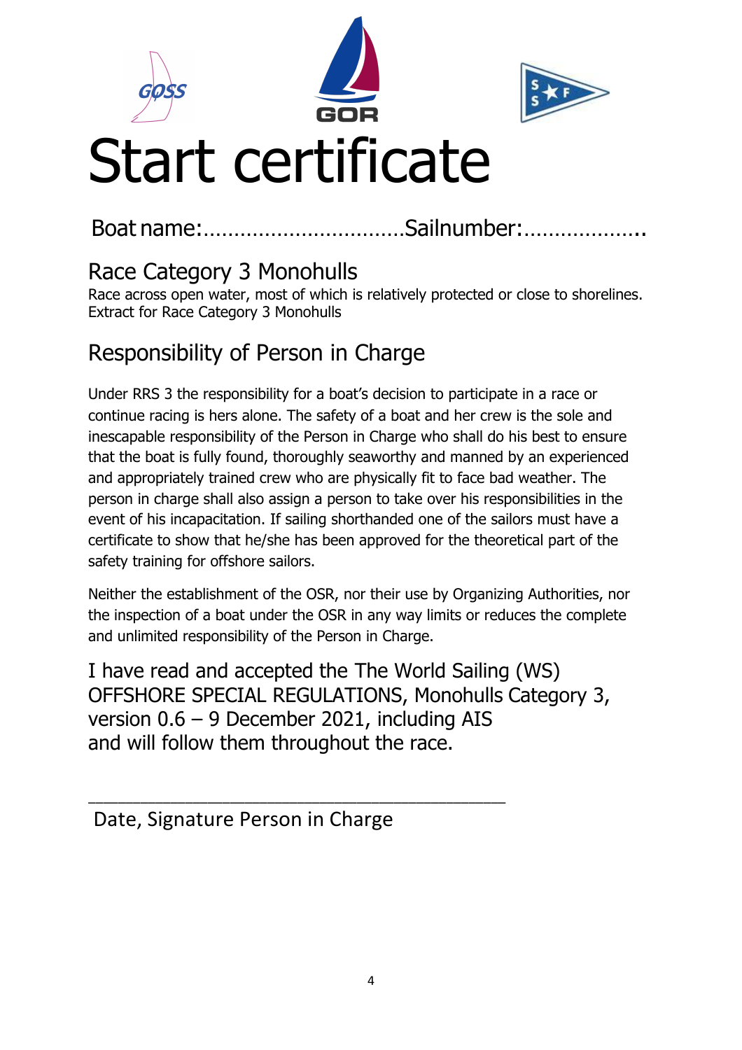GOSS GOR SSF

# Start certificate

Boat name:…………………………Sailnumber:……………….

## Race Category 3 Monohulls

Race across open water, most of which is relatively protected or close to shorelines.
Extract for Race Category 3 Monohulls

## Responsibility of Person in Charge

Under RRS 3 the responsibility for a boat's decision to participate in a race or continue racing is hers alone. The safety of a boat and her crew is the sole and inescapable responsibility of the Person in Charge who shall do his best to ensure that the boat is fully found, thoroughly seaworthy and manned by an experienced and appropriately trained crew who are physically fit to face bad weather. The person in charge shall also assign a person to take over his responsibilities in the event of his incapacitation. If sailing shorthanded one of the sailors must have a certificate to show that he/she has been approved for the theoretical part of the safety training for offshore sailors.

Neither the establishment of the OSR, nor their use by Organizing Authorities, nor the inspection of a boat under the OSR in any way limits or reduces the complete and unlimited responsibility of the Person in Charge.

I have read and accepted the The World Sailing (WS) OFFSHORE SPECIAL REGULATIONS, Monohulls Category 3, version 0.6 – 9 December 2021, including AIS and will follow them throughout the race.

_______________________________________________

Date, Signature Person in Charge